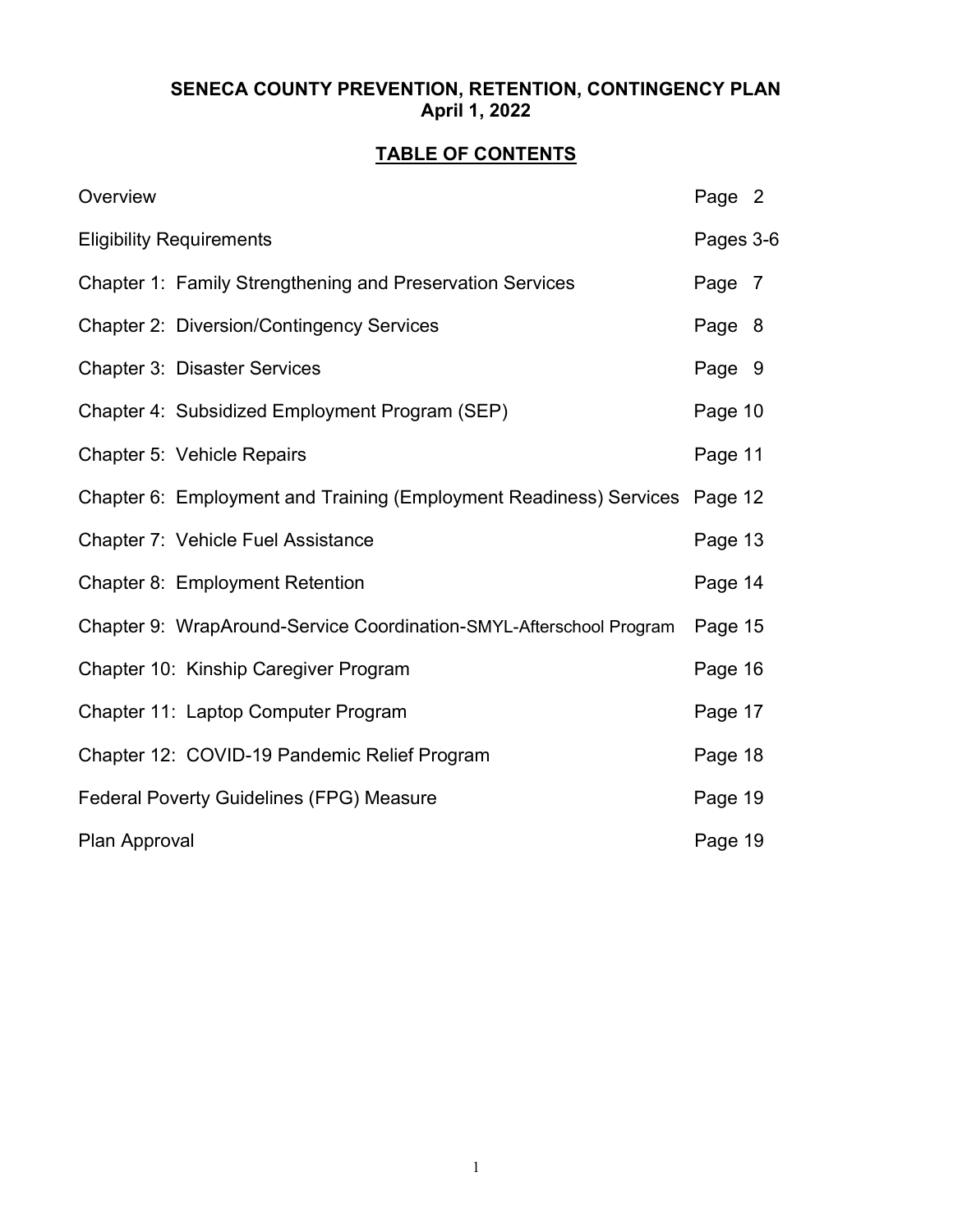# SENECA COUNTY PREVENTION, RETENTION, CONTINGENCY PLAN
## April 1, 2022

## TABLE OF CONTENTS

| | |
|---|---|
| Overview | Page 2 |
| Eligibility Requirements | Pages 3-6 |
| Chapter 1: Family Strengthening and Preservation Services | Page 7 |
| Chapter 2: Diversion/Contingency Services | Page 8 |
| Chapter 3: Disaster Services | Page 9 |
| Chapter 4: Subsidized Employment Program (SEP) | Page 10 |
| Chapter 5: Vehicle Repairs | Page 11 |
| Chapter 6: Employment and Training (Employment Readiness) Services | Page 12 |
| Chapter 7: Vehicle Fuel Assistance | Page 13 |
| Chapter 8: Employment Retention | Page 14 |
| Chapter 9: WrapAround-Service Coordination-SMYL-Afterschool Program | Page 15 |
| Chapter 10: Kinship Caregiver Program | Page 16 |
| Chapter 11: Laptop Computer Program | Page 17 |
| Chapter 12: COVID-19 Pandemic Relief Program | Page 18 |
| Federal Poverty Guidelines (FPG) Measure | Page 19 |
| Plan Approval | Page 19 |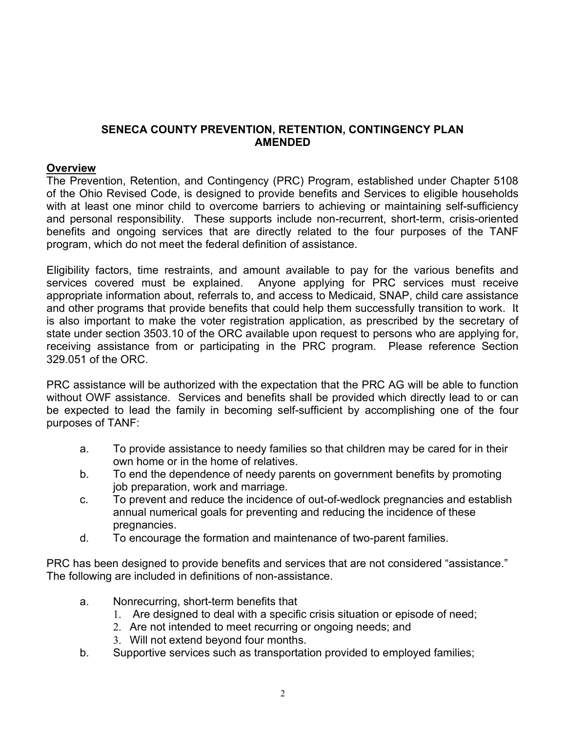## SENECA COUNTY PREVENTION, RETENTION, CONTINGENCY PLAN AMENDED

**Overview**

The Prevention, Retention, and Contingency (PRC) Program, established under Chapter 5108 of the Ohio Revised Code, is designed to provide benefits and Services to eligible households with at least one minor child to overcome barriers to achieving or maintaining self-sufficiency and personal responsibility. These supports include non-recurrent, short-term, crisis-oriented benefits and ongoing services that are directly related to the four purposes of the TANF program, which do not meet the federal definition of assistance.

Eligibility factors, time restraints, and amount available to pay for the various benefits and services covered must be explained. Anyone applying for PRC services must receive appropriate information about, referrals to, and access to Medicaid, SNAP, child care assistance and other programs that provide benefits that could help them successfully transition to work. It is also important to make the voter registration application, as prescribed by the secretary of state under section 3503.10 of the ORC available upon request to persons who are applying for, receiving assistance from or participating in the PRC program. Please reference Section 329.051 of the ORC.

PRC assistance will be authorized with the expectation that the PRC AG will be able to function without OWF assistance. Services and benefits shall be provided which directly lead to or can be expected to lead the family in becoming self-sufficient by accomplishing one of the four purposes of TANF:

a. To provide assistance to needy families so that children may be cared for in their own home or in the home of relatives.
b. To end the dependence of needy parents on government benefits by promoting job preparation, work and marriage.
c. To prevent and reduce the incidence of out-of-wedlock pregnancies and establish annual numerical goals for preventing and reducing the incidence of these pregnancies.
d. To encourage the formation and maintenance of two-parent families.

PRC has been designed to provide benefits and services that are not considered "assistance." The following are included in definitions of non-assistance.

a. Nonrecurring, short-term benefits that
   1. Are designed to deal with a specific crisis situation or episode of need;
   2. Are not intended to meet recurring or ongoing needs; and
   3. Will not extend beyond four months.
b. Supportive services such as transportation provided to employed families;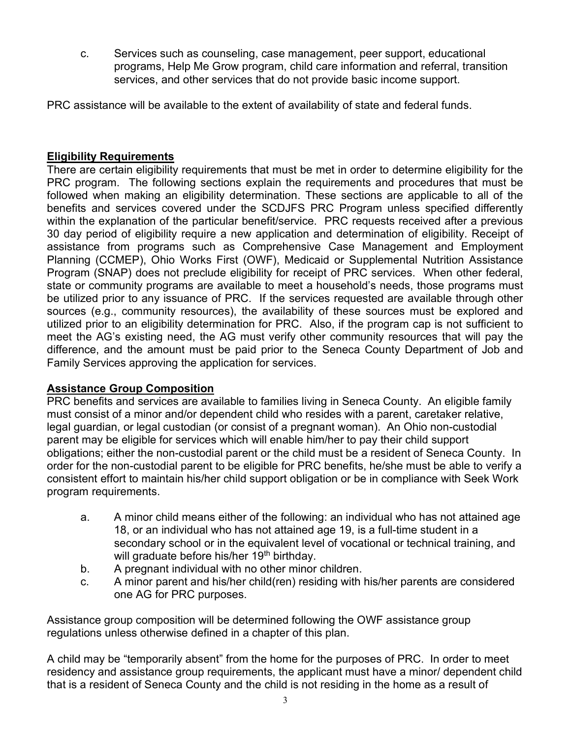c. Services such as counseling, case management, peer support, educational programs, Help Me Grow program, child care information and referral, transition services, and other services that do not provide basic income support.

PRC assistance will be available to the extent of availability of state and federal funds.

## **Eligibility Requirements**

There are certain eligibility requirements that must be met in order to determine eligibility for the PRC program. The following sections explain the requirements and procedures that must be followed when making an eligibility determination. These sections are applicable to all of the benefits and services covered under the SCDJFS PRC Program unless specified differently within the explanation of the particular benefit/service. PRC requests received after a previous 30 day period of eligibility require a new application and determination of eligibility. Receipt of assistance from programs such as Comprehensive Case Management and Employment Planning (CCMEP), Ohio Works First (OWF), Medicaid or Supplemental Nutrition Assistance Program (SNAP) does not preclude eligibility for receipt of PRC services. When other federal, state or community programs are available to meet a household's needs, those programs must be utilized prior to any issuance of PRC. If the services requested are available through other sources (e.g., community resources), the availability of these sources must be explored and utilized prior to an eligibility determination for PRC. Also, if the program cap is not sufficient to meet the AG's existing need, the AG must verify other community resources that will pay the difference, and the amount must be paid prior to the Seneca County Department of Job and Family Services approving the application for services.

## **Assistance Group Composition**

PRC benefits and services are available to families living in Seneca County. An eligible family must consist of a minor and/or dependent child who resides with a parent, caretaker relative, legal guardian, or legal custodian (or consist of a pregnant woman). An Ohio non-custodial parent may be eligible for services which will enable him/her to pay their child support obligations; either the non-custodial parent or the child must be a resident of Seneca County. In order for the non-custodial parent to be eligible for PRC benefits, he/she must be able to verify a consistent effort to maintain his/her child support obligation or be in compliance with Seek Work program requirements.

a. A minor child means either of the following: an individual who has not attained age 18, or an individual who has not attained age 19, is a full-time student in a secondary school or in the equivalent level of vocational or technical training, and will graduate before his/her 19th birthday.
b. A pregnant individual with no other minor children.
c. A minor parent and his/her child(ren) residing with his/her parents are considered one AG for PRC purposes.

Assistance group composition will be determined following the OWF assistance group regulations unless otherwise defined in a chapter of this plan.

A child may be "temporarily absent" from the home for the purposes of PRC. In order to meet residency and assistance group requirements, the applicant must have a minor/ dependent child that is a resident of Seneca County and the child is not residing in the home as a result of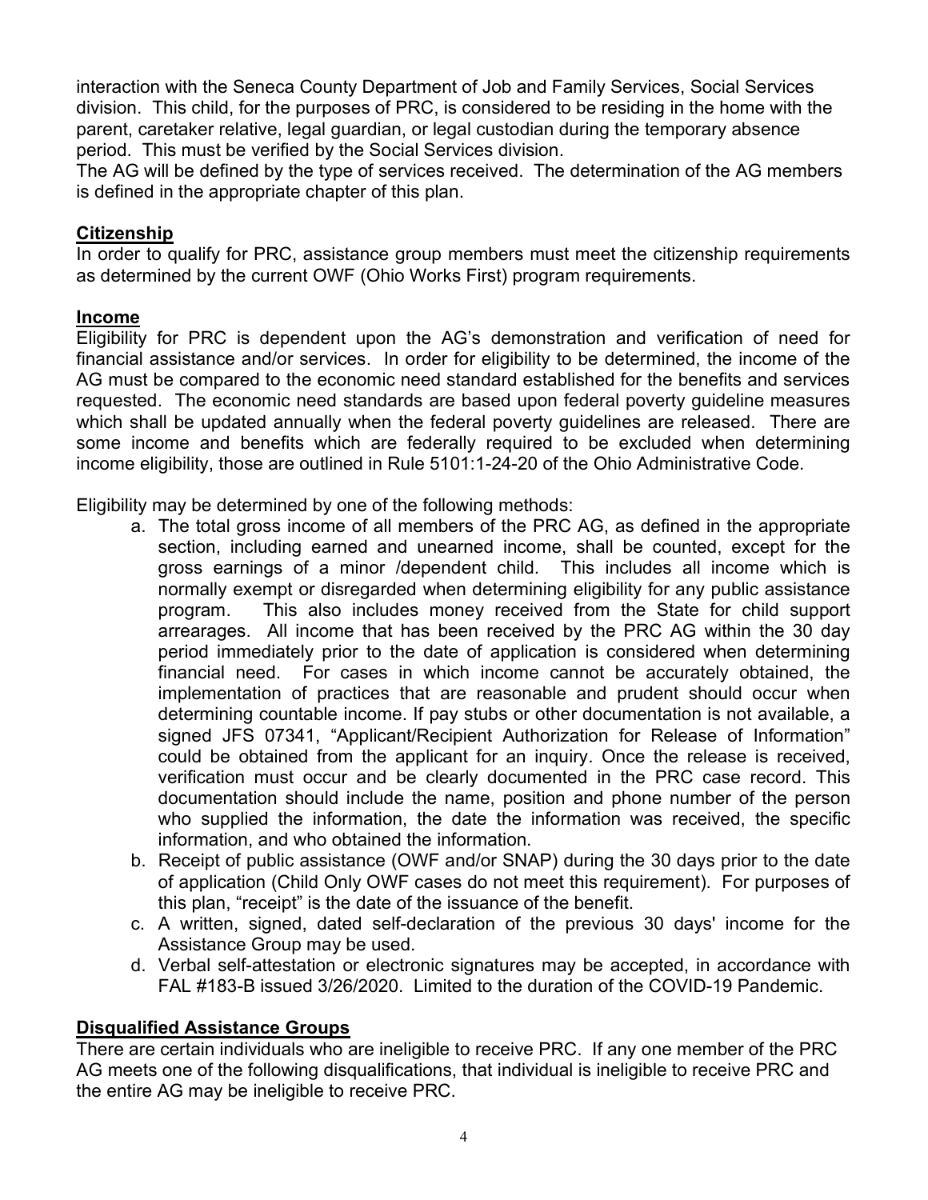interaction with the Seneca County Department of Job and Family Services, Social Services division. This child, for the purposes of PRC, is considered to be residing in the home with the parent, caretaker relative, legal guardian, or legal custodian during the temporary absence period. This must be verified by the Social Services division.

The AG will be defined by the type of services received. The determination of the AG members is defined in the appropriate chapter of this plan.

## **Citizenship**

In order to qualify for PRC, assistance group members must meet the citizenship requirements as determined by the current OWF (Ohio Works First) program requirements.

## **Income**

Eligibility for PRC is dependent upon the AG's demonstration and verification of need for financial assistance and/or services. In order for eligibility to be determined, the income of the AG must be compared to the economic need standard established for the benefits and services requested. The economic need standards are based upon federal poverty guideline measures which shall be updated annually when the federal poverty guidelines are released. There are some income and benefits which are federally required to be excluded when determining income eligibility, those are outlined in Rule 5101:1-24-20 of the Ohio Administrative Code.

Eligibility may be determined by one of the following methods:

a. The total gross income of all members of the PRC AG, as defined in the appropriate section, including earned and unearned income, shall be counted, except for the gross earnings of a minor /dependent child. This includes all income which is normally exempt or disregarded when determining eligibility for any public assistance program. This also includes money received from the State for child support arrearages. All income that has been received by the PRC AG within the 30 day period immediately prior to the date of application is considered when determining financial need. For cases in which income cannot be accurately obtained, the implementation of practices that are reasonable and prudent should occur when determining countable income. If pay stubs or other documentation is not available, a signed JFS 07341, "Applicant/Recipient Authorization for Release of Information" could be obtained from the applicant for an inquiry. Once the release is received, verification must occur and be clearly documented in the PRC case record. This documentation should include the name, position and phone number of the person who supplied the information, the date the information was received, the specific information, and who obtained the information.
b. Receipt of public assistance (OWF and/or SNAP) during the 30 days prior to the date of application (Child Only OWF cases do not meet this requirement). For purposes of this plan, "receipt" is the date of the issuance of the benefit.
c. A written, signed, dated self-declaration of the previous 30 days' income for the Assistance Group may be used.
d. Verbal self-attestation or electronic signatures may be accepted, in accordance with FAL #183-B issued 3/26/2020. Limited to the duration of the COVID-19 Pandemic.

## **Disqualified Assistance Groups**

There are certain individuals who are ineligible to receive PRC. If any one member of the PRC AG meets one of the following disqualifications, that individual is ineligible to receive PRC and the entire AG may be ineligible to receive PRC.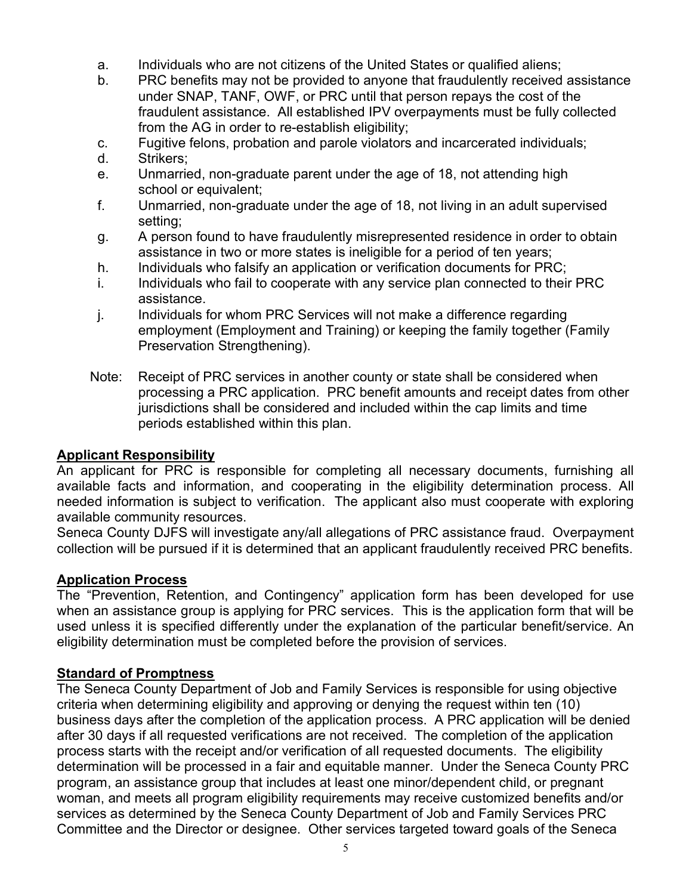a. Individuals who are not citizens of the United States or qualified aliens;
b. PRC benefits may not be provided to anyone that fraudulently received assistance under SNAP, TANF, OWF, or PRC until that person repays the cost of the fraudulent assistance. All established IPV overpayments must be fully collected from the AG in order to re-establish eligibility;
c. Fugitive felons, probation and parole violators and incarcerated individuals;
d. Strikers;
e. Unmarried, non-graduate parent under the age of 18, not attending high school or equivalent;
f. Unmarried, non-graduate under the age of 18, not living in an adult supervised setting;
g. A person found to have fraudulently misrepresented residence in order to obtain assistance in two or more states is ineligible for a period of ten years;
h. Individuals who falsify an application or verification documents for PRC;
i. Individuals who fail to cooperate with any service plan connected to their PRC assistance.
j. Individuals for whom PRC Services will not make a difference regarding employment (Employment and Training) or keeping the family together (Family Preservation Strengthening).

Note: Receipt of PRC services in another county or state shall be considered when processing a PRC application. PRC benefit amounts and receipt dates from other jurisdictions shall be considered and included within the cap limits and time periods established within this plan.

**Applicant Responsibility**

An applicant for PRC is responsible for completing all necessary documents, furnishing all available facts and information, and cooperating in the eligibility determination process. All needed information is subject to verification. The applicant also must cooperate with exploring available community resources.

Seneca County DJFS will investigate any/all allegations of PRC assistance fraud. Overpayment collection will be pursued if it is determined that an applicant fraudulently received PRC benefits.

**Application Process**

The "Prevention, Retention, and Contingency" application form has been developed for use when an assistance group is applying for PRC services. This is the application form that will be used unless it is specified differently under the explanation of the particular benefit/service. An eligibility determination must be completed before the provision of services.

**Standard of Promptness**

The Seneca County Department of Job and Family Services is responsible for using objective criteria when determining eligibility and approving or denying the request within ten (10) business days after the completion of the application process. A PRC application will be denied after 30 days if all requested verifications are not received. The completion of the application process starts with the receipt and/or verification of all requested documents. The eligibility determination will be processed in a fair and equitable manner. Under the Seneca County PRC program, an assistance group that includes at least one minor/dependent child, or pregnant woman, and meets all program eligibility requirements may receive customized benefits and/or services as determined by the Seneca County Department of Job and Family Services PRC Committee and the Director or designee. Other services targeted toward goals of the Seneca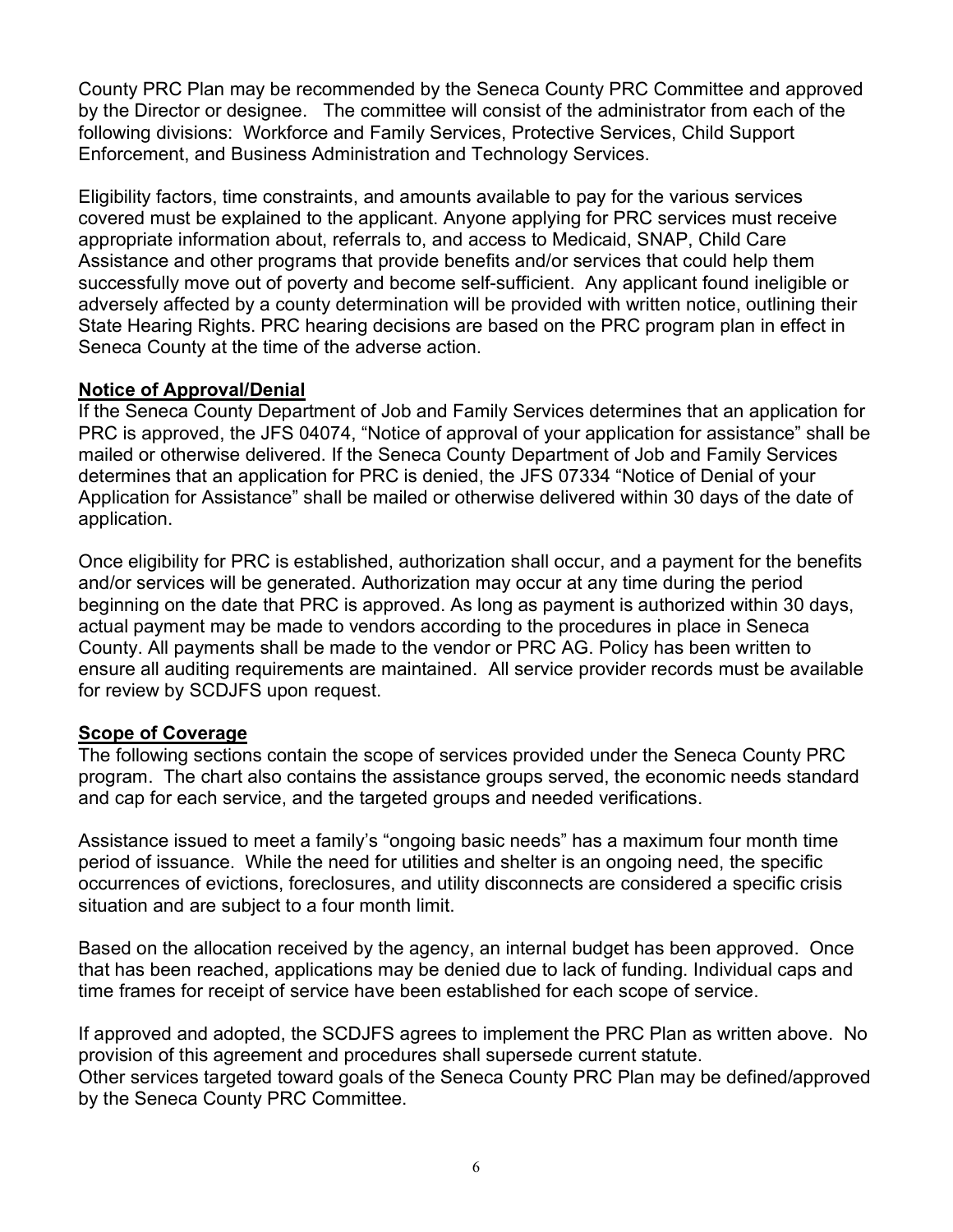County PRC Plan may be recommended by the Seneca County PRC Committee and approved by the Director or designee. The committee will consist of the administrator from each of the following divisions: Workforce and Family Services, Protective Services, Child Support Enforcement, and Business Administration and Technology Services.

Eligibility factors, time constraints, and amounts available to pay for the various services covered must be explained to the applicant. Anyone applying for PRC services must receive appropriate information about, referrals to, and access to Medicaid, SNAP, Child Care Assistance and other programs that provide benefits and/or services that could help them successfully move out of poverty and become self-sufficient. Any applicant found ineligible or adversely affected by a county determination will be provided with written notice, outlining their State Hearing Rights. PRC hearing decisions are based on the PRC program plan in effect in Seneca County at the time of the adverse action.

**Notice of Approval/Denial**

If the Seneca County Department of Job and Family Services determines that an application for PRC is approved, the JFS 04074, "Notice of approval of your application for assistance" shall be mailed or otherwise delivered. If the Seneca County Department of Job and Family Services determines that an application for PRC is denied, the JFS 07334 "Notice of Denial of your Application for Assistance" shall be mailed or otherwise delivered within 30 days of the date of application.

Once eligibility for PRC is established, authorization shall occur, and a payment for the benefits and/or services will be generated. Authorization may occur at any time during the period beginning on the date that PRC is approved. As long as payment is authorized within 30 days, actual payment may be made to vendors according to the procedures in place in Seneca County. All payments shall be made to the vendor or PRC AG. Policy has been written to ensure all auditing requirements are maintained. All service provider records must be available for review by SCDJFS upon request.

**Scope of Coverage**

The following sections contain the scope of services provided under the Seneca County PRC program. The chart also contains the assistance groups served, the economic needs standard and cap for each service, and the targeted groups and needed verifications.

Assistance issued to meet a family's "ongoing basic needs" has a maximum four month time period of issuance. While the need for utilities and shelter is an ongoing need, the specific occurrences of evictions, foreclosures, and utility disconnects are considered a specific crisis situation and are subject to a four month limit.

Based on the allocation received by the agency, an internal budget has been approved. Once that has been reached, applications may be denied due to lack of funding. Individual caps and time frames for receipt of service have been established for each scope of service.

If approved and adopted, the SCDJFS agrees to implement the PRC Plan as written above. No provision of this agreement and procedures shall supersede current statute.
Other services targeted toward goals of the Seneca County PRC Plan may be defined/approved by the Seneca County PRC Committee.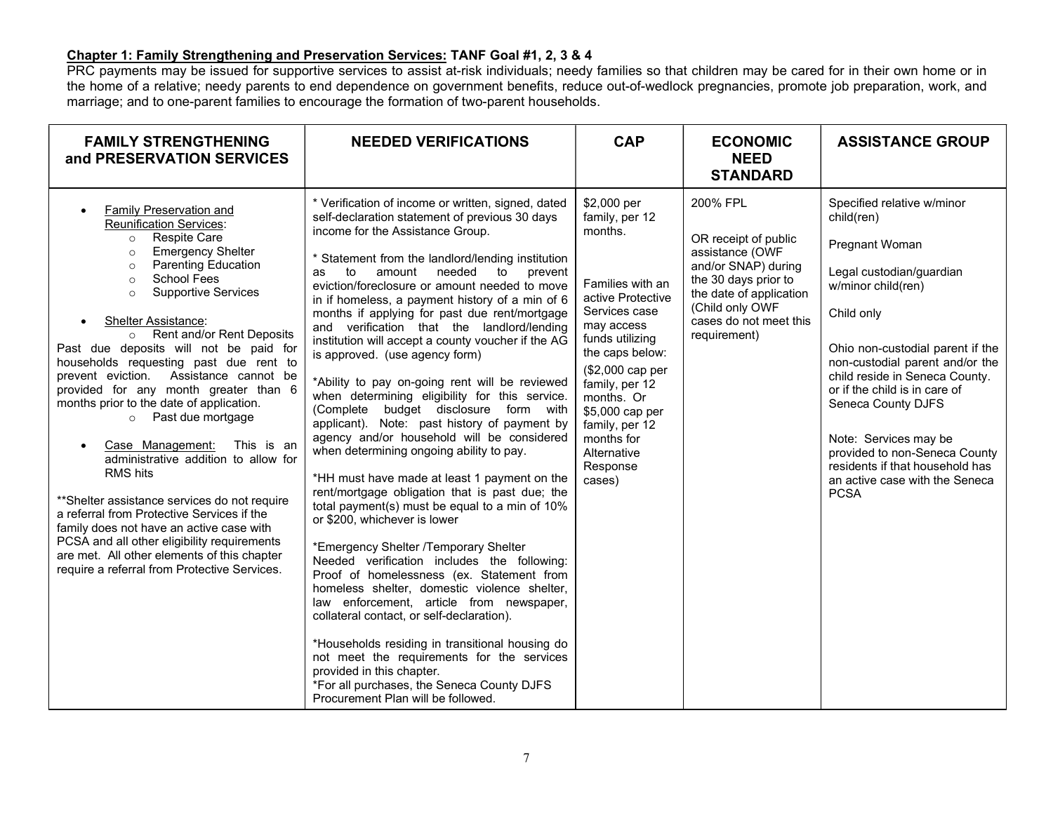**Chapter 1: Family Strengthening and Preservation Services: TANF Goal #1, 2, 3 & 4**

PRC payments may be issued for supportive services to assist at-risk individuals; needy families so that children may be cared for in their own home or in the home of a relative; needy parents to end dependence on government benefits, reduce out-of-wedlock pregnancies, promote job preparation, work, and marriage; and to one-parent families to encourage the formation of two-parent households.

| FAMILY STRENGTHENING and PRESERVATION SERVICES | NEEDED VERIFICATIONS | CAP | ECONOMIC NEED STANDARD | ASSISTANCE GROUP |
|---|---|---|---|---|
| • Family Preservation and Reunification Services:<br>○ Respite Care<br>○ Emergency Shelter<br>○ Parenting Education<br>○ School Fees<br>○ Supportive Services<br><br>• Shelter Assistance:<br>○ Rent and/or Rent Deposits<br>Past due deposits will not be paid for households requesting past due rent to prevent eviction. Assistance cannot be provided for any month greater than 6 months prior to the date of application.<br>○ Past due mortgage<br><br>• Case Management: This is an administrative addition to allow for RMS hits<br><br>**Shelter assistance services do not require a referral from Protective Services if the family does not have an active case with PCSA and all other eligibility requirements are met. All other elements of this chapter require a referral from Protective Services. | * Verification of income or written, signed, dated self-declaration statement of previous 30 days income for the Assistance Group.<br><br>* Statement from the landlord/lending institution as to amount needed to prevent eviction/foreclosure or amount needed to move in if homeless, a payment history of a min of 6 months if applying for past due rent/mortgage and verification that the landlord/lending institution will accept a county voucher if the AG is approved. (use agency form)<br><br>*Ability to pay on-going rent will be reviewed when determining eligibility for this service. (Complete budget disclosure form with applicant). Note: past history of payment by agency and/or household will be considered when determining ongoing ability to pay.<br><br>*HH must have made at least 1 payment on the rent/mortgage obligation that is past due; the total payment(s) must be equal to a min of 10% or $200, whichever is lower<br><br>*Emergency Shelter /Temporary Shelter<br>Needed verification includes the following: Proof of homelessness (ex. Statement from homeless shelter, domestic violence shelter, law enforcement, article from newspaper, collateral contact, or self-declaration).<br><br>*Households residing in transitional housing do not meet the requirements for the services provided in this chapter.<br>*For all purchases, the Seneca County DJFS Procurement Plan will be followed. | $2,000 per family, per 12 months.<br><br>Families with an active Protective Services case may access funds utilizing the caps below:<br>($2,000 cap per family, per 12 months. Or $5,000 cap per family, per 12 months for Alternative Response cases) | 200% FPL<br><br>OR receipt of public assistance (OWF and/or SNAP) during the 30 days prior to the date of application (Child only OWF cases do not meet this requirement) | Specified relative w/minor child(ren)<br><br>Pregnant Woman<br><br>Legal custodian/guardian w/minor child(ren)<br><br>Child only<br><br>Ohio non-custodial parent if the non-custodial parent and/or the child reside in Seneca County. or if the child is in care of Seneca County DJFS<br><br>Note: Services may be provided to non-Seneca County residents if that household has an active case with the Seneca PCSA |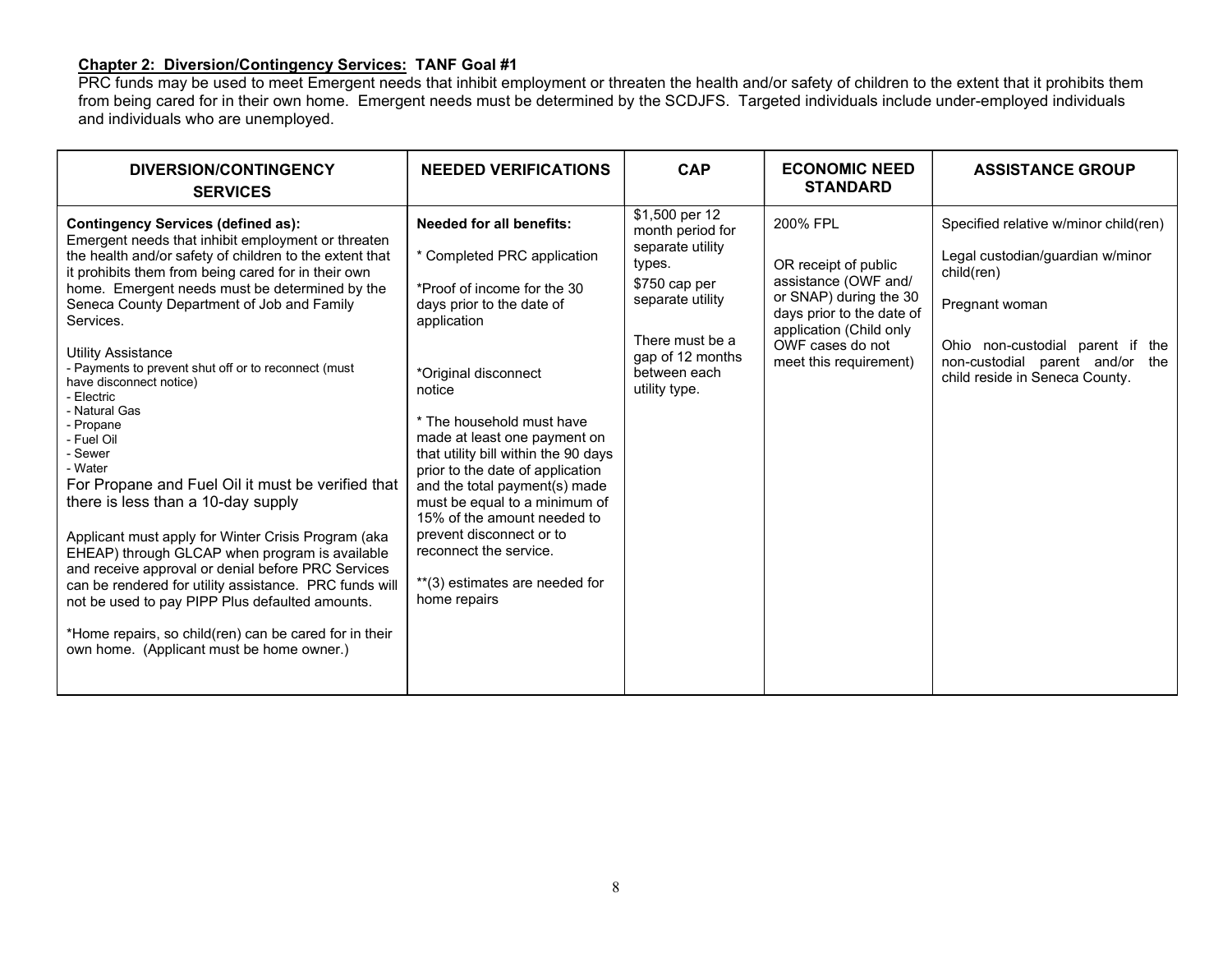**Chapter 2: Diversion/Contingency Services: TANF Goal #1**

PRC funds may be used to meet Emergent needs that inhibit employment or threaten the health and/or safety of children to the extent that it prohibits them from being cared for in their own home. Emergent needs must be determined by the SCDJFS. Targeted individuals include under-employed individuals and individuals who are unemployed.

| DIVERSION/CONTINGENCY SERVICES | NEEDED VERIFICATIONS | CAP | ECONOMIC NEED STANDARD | ASSISTANCE GROUP |
|---|---|---|---|---|
| **Contingency Services (defined as):** Emergent needs that inhibit employment or threaten the health and/or safety of children to the extent that it prohibits them from being cared for in their own home. Emergent needs must be determined by the Seneca County Department of Job and Family Services.<br><br>Utility Assistance<br>- Payments to prevent shut off or to reconnect (must have disconnect notice)<br>- Electric<br>- Natural Gas<br>- Propane<br>- Fuel Oil<br>- Sewer<br>- Water<br>For Propane and Fuel Oil it must be verified that there is less than a 10-day supply<br><br>Applicant must apply for Winter Crisis Program (aka EHEAP) through GLCAP when program is available and receive approval or denial before PRC Services can be rendered for utility assistance. PRC funds will not be used to pay PIPP Plus defaulted amounts.<br><br>*Home repairs, so child(ren) can be cared for in their own home. (Applicant must be home owner.) | **Needed for all benefits:**<br><br>* Completed PRC application<br><br>*Proof of income for the 30 days prior to the date of application<br><br>*Original disconnect notice<br><br>* The household must have made at least one payment on that utility bill within the 90 days prior to the date of application and the total payment(s) made must be equal to a minimum of 15% of the amount needed to prevent disconnect or to reconnect the service.<br><br>**(3) estimates are needed for home repairs | $1,500 per 12 month period for separate utility types.<br><br>$750 cap per separate utility<br><br>There must be a gap of 12 months between each utility type. | 200% FPL<br><br>OR receipt of public assistance (OWF and/ or SNAP) during the 30 days prior to the date of application (Child only OWF cases do not meet this requirement) | Specified relative w/minor child(ren)<br><br>Legal custodian/guardian w/minor child(ren)<br><br>Pregnant woman<br><br>Ohio non-custodial parent if the non-custodial parent and/or the child reside in Seneca County. |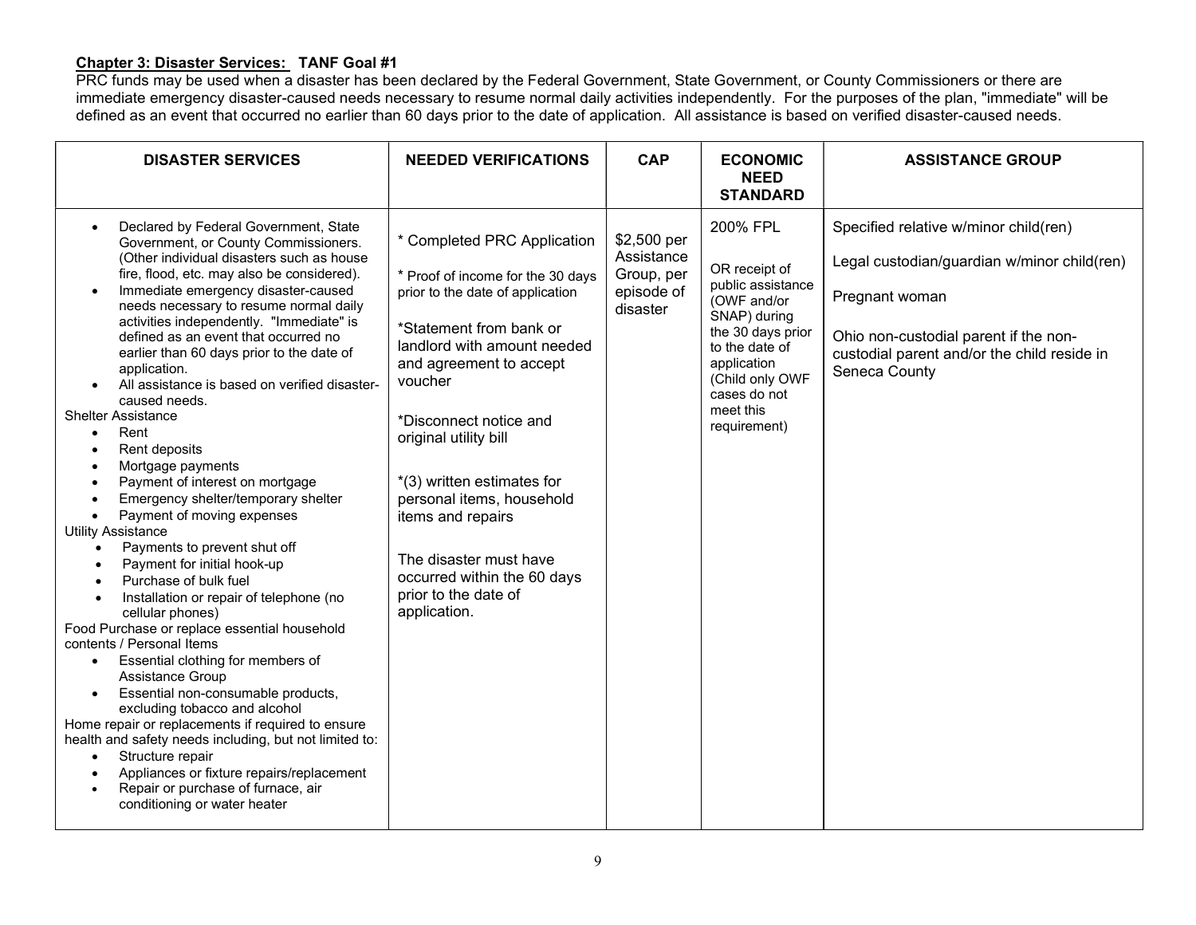**Chapter 3: Disaster Services: TANF Goal #1**

PRC funds may be used when a disaster has been declared by the Federal Government, State Government, or County Commissioners or there are immediate emergency disaster-caused needs necessary to resume normal daily activities independently. For the purposes of the plan, "immediate" will be defined as an event that occurred no earlier than 60 days prior to the date of application. All assistance is based on verified disaster-caused needs.

| DISASTER SERVICES | NEEDED VERIFICATIONS | CAP | ECONOMIC NEED STANDARD | ASSISTANCE GROUP |
|---|---|---|---|---|
| • Declared by Federal Government, State Government, or County Commissioners. (Other individual disasters such as house fire, flood, etc. may also be considered).<br>• Immediate emergency disaster-caused needs necessary to resume normal daily activities independently. "Immediate" is defined as an event that occurred no earlier than 60 days prior to the date of application.<br>• All assistance is based on verified disaster-caused needs.<br>Shelter Assistance<br>• Rent<br>• Rent deposits<br>• Mortgage payments<br>• Payment of interest on mortgage<br>• Emergency shelter/temporary shelter<br>• Payment of moving expenses<br>Utility Assistance<br>• Payments to prevent shut off<br>• Payment for initial hook-up<br>• Purchase of bulk fuel<br>• Installation or repair of telephone (no cellular phones)<br>Food Purchase or replace essential household contents / Personal Items<br>• Essential clothing for members of Assistance Group<br>• Essential non-consumable products, excluding tobacco and alcohol<br>Home repair or replacements if required to ensure health and safety needs including, but not limited to:<br>• Structure repair<br>• Appliances or fixture repairs/replacement<br>• Repair or purchase of furnace, air conditioning or water heater | * Completed PRC Application<br><br>* Proof of income for the 30 days prior to the date of application<br><br>*Statement from bank or landlord with amount needed and agreement to accept voucher<br><br>*Disconnect notice and original utility bill<br><br>*(3) written estimates for personal items, household items and repairs<br><br>The disaster must have occurred within the 60 days prior to the date of application. | \$2,500 per Assistance Group, per episode of disaster | 200% FPL<br><br>OR receipt of public assistance (OWF and/or SNAP) during the 30 days prior to the date of application (Child only OWF cases do not meet this requirement) | Specified relative w/minor child(ren)<br><br>Legal custodian/guardian w/minor child(ren)<br><br>Pregnant woman<br><br>Ohio non-custodial parent if the non-custodial parent and/or the child reside in Seneca County |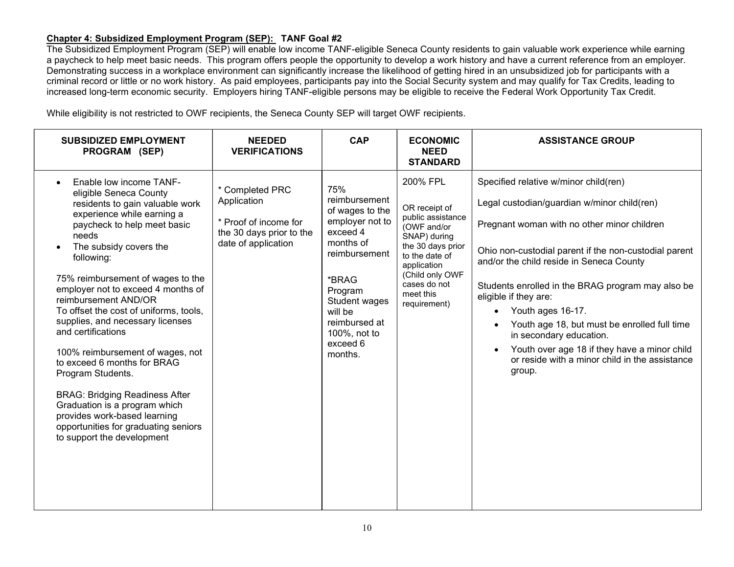**Chapter 4: Subsidized Employment Program (SEP): TANF Goal #2**

The Subsidized Employment Program (SEP) will enable low income TANF-eligible Seneca County residents to gain valuable work experience while earning a paycheck to help meet basic needs. This program offers people the opportunity to develop a work history and have a current reference from an employer. Demonstrating success in a workplace environment can significantly increase the likelihood of getting hired in an unsubsidized job for participants with a criminal record or little or no work history. As paid employees, participants pay into the Social Security system and may qualify for Tax Credits, leading to increased long-term economic security. Employers hiring TANF-eligible persons may be eligible to receive the Federal Work Opportunity Tax Credit.

While eligibility is not restricted to OWF recipients, the Seneca County SEP will target OWF recipients.

| SUBSIDIZED EMPLOYMENT PROGRAM (SEP) | NEEDED VERIFICATIONS | CAP | ECONOMIC NEED STANDARD | ASSISTANCE GROUP |
|---|---|---|---|---|
| • Enable low income TANF-eligible Seneca County residents to gain valuable work experience while earning a paycheck to help meet basic needs<br>• The subsidy covers the following:<br><br>75% reimbursement of wages to the employer not to exceed 4 months of reimbursement AND/OR<br>To offset the cost of uniforms, tools, supplies, and necessary licenses and certifications<br><br>100% reimbursement of wages, not to exceed 6 months for BRAG Program Students.<br><br>BRAG: Bridging Readiness After Graduation is a program which provides work-based learning opportunities for graduating seniors to support the development | * Completed PRC Application<br><br>* Proof of income for the 30 days prior to the date of application | 75% reimbursement of wages to the employer not to exceed 4 months of reimbursement<br><br>*BRAG Program Student wages will be reimbursed at 100%, not to exceed 6 months. | 200% FPL<br><br>OR receipt of public assistance (OWF and/or SNAP) during the 30 days prior to the date of application (Child only OWF cases do not meet this requirement) | Specified relative w/minor child(ren)<br><br>Legal custodian/guardian w/minor child(ren)<br><br>Pregnant woman with no other minor children<br><br>Ohio non-custodial parent if the non-custodial parent and/or the child reside in Seneca County<br><br>Students enrolled in the BRAG program may also be eligible if they are:<br>• Youth ages 16-17.<br>• Youth age 18, but must be enrolled full time in secondary education.<br>• Youth over age 18 if they have a minor child or reside with a minor child in the assistance group. |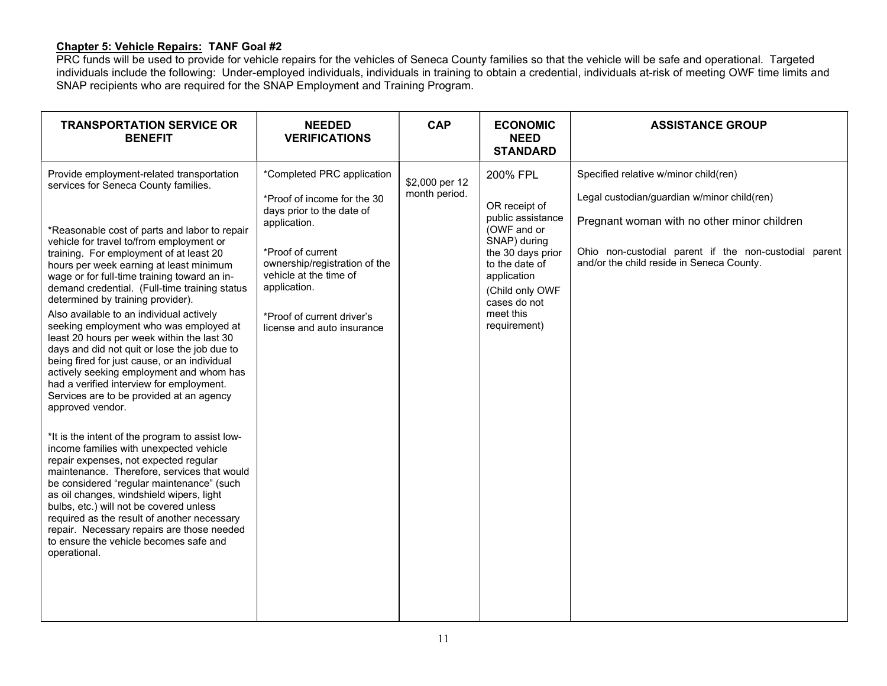**Chapter 5: Vehicle Repairs: TANF Goal #2**

PRC funds will be used to provide for vehicle repairs for the vehicles of Seneca County families so that the vehicle will be safe and operational. Targeted individuals include the following: Under-employed individuals, individuals in training to obtain a credential, individuals at-risk of meeting OWF time limits and SNAP recipients who are required for the SNAP Employment and Training Program.

| TRANSPORTATION SERVICE OR BENEFIT | NEEDED VERIFICATIONS | CAP | ECONOMIC NEED STANDARD | ASSISTANCE GROUP |
|---|---|---|---|---|
| Provide employment-related transportation services for Seneca County families.<br><br>*Reasonable cost of parts and labor to repair vehicle for travel to/from employment or training. For employment of at least 20 hours per week earning at least minimum wage or for full-time training toward an in-demand credential. (Full-time training status determined by training provider).<br>Also available to an individual actively seeking employment who was employed at least 20 hours per week within the last 30 days and did not quit or lose the job due to being fired for just cause, or an individual actively seeking employment and whom has had a verified interview for employment. Services are to be provided at an agency approved vendor.<br><br>*It is the intent of the program to assist low-income families with unexpected vehicle repair expenses, not expected regular maintenance. Therefore, services that would be considered "regular maintenance" (such as oil changes, windshield wipers, light bulbs, etc.) will not be covered unless required as the result of another necessary repair. Necessary repairs are those needed to ensure the vehicle becomes safe and operational. | *Completed PRC application<br><br>*Proof of income for the 30 days prior to the date of application.<br><br>*Proof of current ownership/registration of the vehicle at the time of application.<br><br>*Proof of current driver's license and auto insurance | $2,000 per 12 month period. | 200% FPL<br><br>OR receipt of public assistance (OWF and or SNAP) during the 30 days prior to the date of application<br>(Child only OWF cases do not meet this requirement) | Specified relative w/minor child(ren)<br><br>Legal custodian/guardian w/minor child(ren)<br><br>Pregnant woman with no other minor children<br><br>Ohio non-custodial parent if the non-custodial parent and/or the child reside in Seneca County. |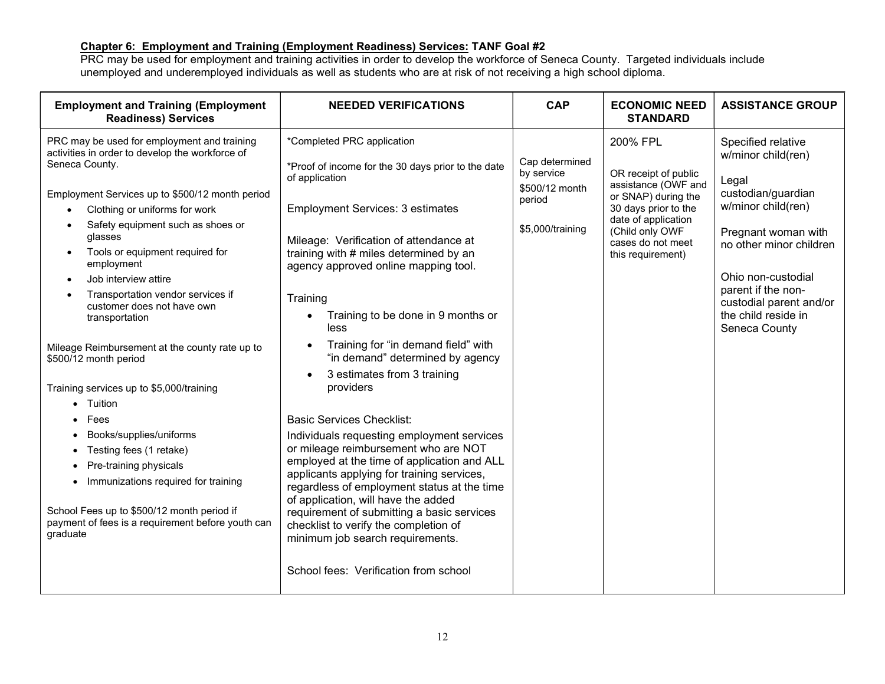**Chapter 6: Employment and Training (Employment Readiness) Services: TANF Goal #2**

PRC may be used for employment and training activities in order to develop the workforce of Seneca County. Targeted individuals include unemployed and underemployed individuals as well as students who are at risk of not receiving a high school diploma.

| Employment and Training (Employment Readiness) Services | NEEDED VERIFICATIONS | CAP | ECONOMIC NEED STANDARD | ASSISTANCE GROUP |
|---|---|---|---|---|
| PRC may be used for employment and training activities in order to develop the workforce of Seneca County.<br><br>Employment Services up to $500/12 month period<br>• Clothing or uniforms for work<br>• Safety equipment such as shoes or glasses<br>• Tools or equipment required for employment<br>• Job interview attire<br>• Transportation vendor services if customer does not have own transportation<br><br>Mileage Reimbursement at the county rate up to $500/12 month period<br><br>Training services up to $5,000/training<br>• Tuition<br>• Fees<br>• Books/supplies/uniforms<br>• Testing fees (1 retake)<br>• Pre-training physicals<br>• Immunizations required for training<br><br>School Fees up to $500/12 month period if payment of fees is a requirement before youth can graduate | *Completed PRC application<br><br>*Proof of income for the 30 days prior to the date of application<br><br>Employment Services: 3 estimates<br><br>Mileage: Verification of attendance at training with # miles determined by an agency approved online mapping tool.<br><br>Training<br>• Training to be done in 9 months or less<br>• Training for "in demand field" with "in demand" determined by agency<br>• 3 estimates from 3 training providers<br><br>Basic Services Checklist:<br>Individuals requesting employment services or mileage reimbursement who are NOT employed at the time of application and ALL applicants applying for training services, regardless of employment status at the time of application, will have the added requirement of submitting a basic services checklist to verify the completion of minimum job search requirements.<br><br>School fees: Verification from school | Cap determined by service<br>$500/12 month period<br><br>$5,000/training | 200% FPL<br><br>OR receipt of public assistance (OWF and or SNAP) during the 30 days prior to the date of application (Child only OWF cases do not meet this requirement) | Specified relative w/minor child(ren)<br><br>Legal custodian/guardian w/minor child(ren)<br><br>Pregnant woman with no other minor children<br><br>Ohio non-custodial parent if the non-custodial parent and/or the child reside in Seneca County |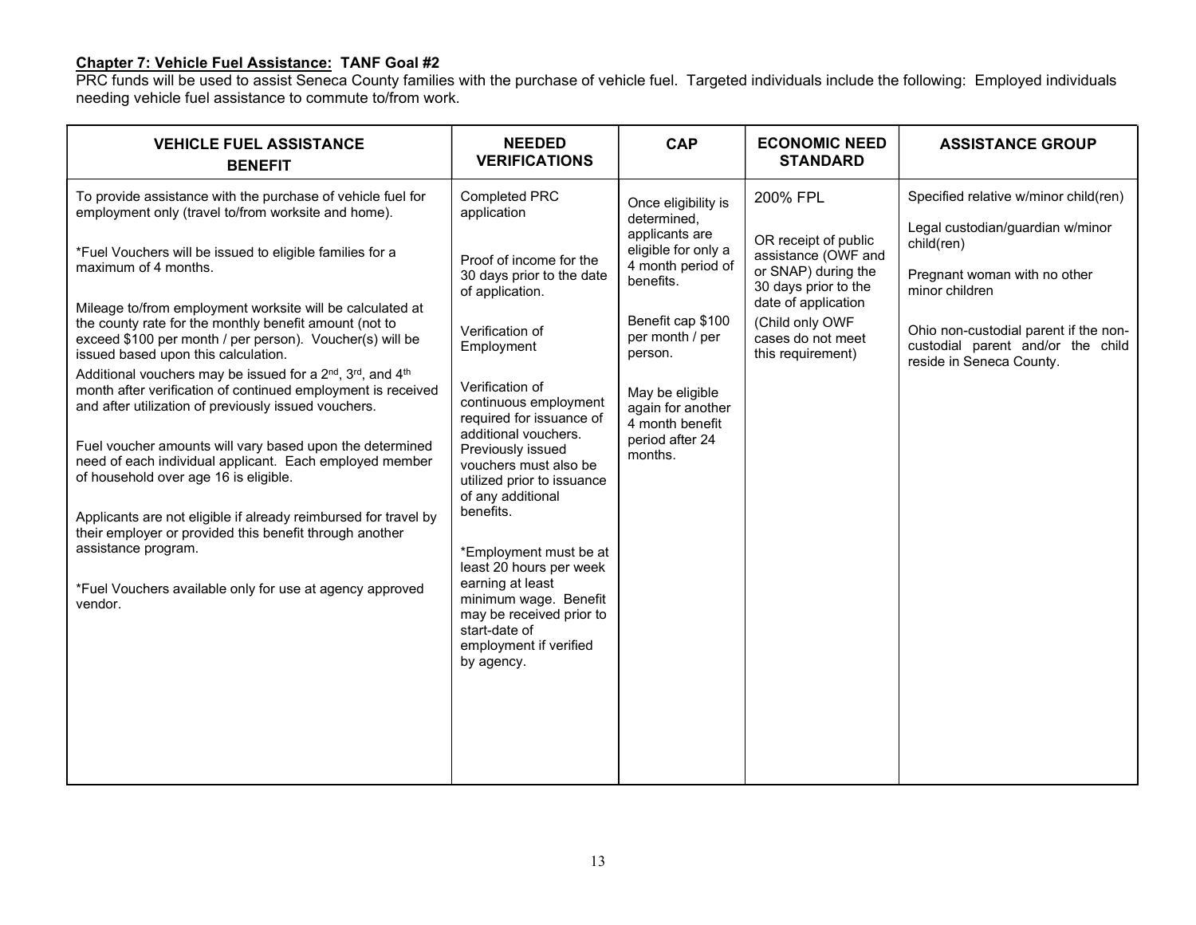**Chapter 7: Vehicle Fuel Assistance: TANF Goal #2**

PRC funds will be used to assist Seneca County families with the purchase of vehicle fuel. Targeted individuals include the following: Employed individuals needing vehicle fuel assistance to commute to/from work.

| VEHICLE FUEL ASSISTANCE BENEFIT | NEEDED VERIFICATIONS | CAP | ECONOMIC NEED STANDARD | ASSISTANCE GROUP |
|---|---|---|---|---|
| To provide assistance with the purchase of vehicle fuel for employment only (travel to/from worksite and home).<br><br>*Fuel Vouchers will be issued to eligible families for a maximum of 4 months.<br><br>Mileage to/from employment worksite will be calculated at the county rate for the monthly benefit amount (not to exceed $100 per month / per person). Voucher(s) will be issued based upon this calculation.<br><br>Additional vouchers may be issued for a 2nd, 3rd, and 4th month after verification of continued employment is received and after utilization of previously issued vouchers.<br><br>Fuel voucher amounts will vary based upon the determined need of each individual applicant. Each employed member of household over age 16 is eligible.<br><br>Applicants are not eligible if already reimbursed for travel by their employer or provided this benefit through another assistance program.<br><br>*Fuel Vouchers available only for use at agency approved vendor. | Completed PRC application<br><br>Proof of income for the 30 days prior to the date of application.<br><br>Verification of Employment<br><br>Verification of continuous employment required for issuance of additional vouchers. Previously issued vouchers must also be utilized prior to issuance of any additional benefits.<br><br>*Employment must be at least 20 hours per week earning at least minimum wage. Benefit may be received prior to start-date of employment if verified by agency. | Once eligibility is determined, applicants are eligible for only a 4 month period of benefits.<br><br>Benefit cap $100 per month / per person.<br><br>May be eligible again for another 4 month benefit period after 24 months. | 200% FPL<br><br>OR receipt of public assistance (OWF and or SNAP) during the 30 days prior to the date of application<br><br>(Child only OWF cases do not meet this requirement) | Specified relative w/minor child(ren)<br><br>Legal custodian/guardian w/minor child(ren)<br><br>Pregnant woman with no other minor children<br><br>Ohio non-custodial parent if the non-custodial parent and/or the child reside in Seneca County. |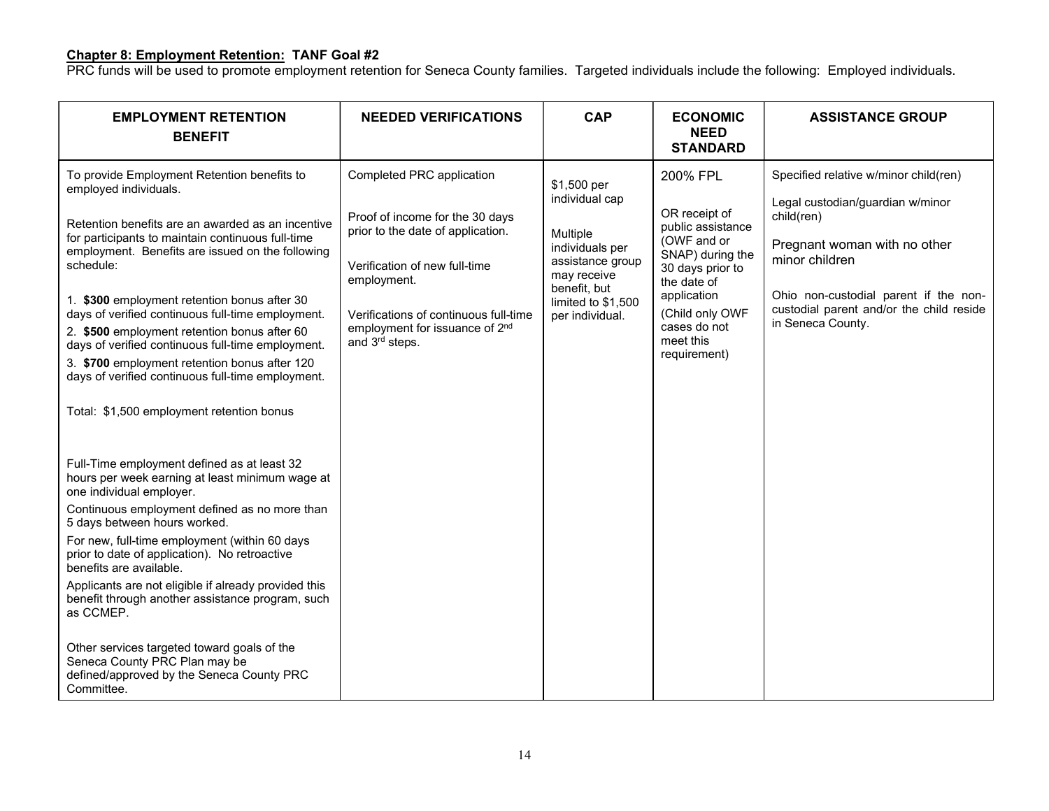**Chapter 8: Employment Retention: TANF Goal #2**

PRC funds will be used to promote employment retention for Seneca County families. Targeted individuals include the following: Employed individuals.

| EMPLOYMENT RETENTION BENEFIT | NEEDED VERIFICATIONS | CAP | ECONOMIC NEED STANDARD | ASSISTANCE GROUP |
|---|---|---|---|---|
| To provide Employment Retention benefits to employed individuals.<br><br>Retention benefits are an awarded as an incentive for participants to maintain continuous full-time employment. Benefits are issued on the following schedule:<br><br>1. **$300** employment retention bonus after 30 days of verified continuous full-time employment.<br>2. **$500** employment retention bonus after 60 days of verified continuous full-time employment.<br>3. **$700** employment retention bonus after 120 days of verified continuous full-time employment.<br><br>Total: $1,500 employment retention bonus<br><br>Full-Time employment defined as at least 32 hours per week earning at least minimum wage at one individual employer.<br>Continuous employment defined as no more than 5 days between hours worked.<br>For new, full-time employment (within 60 days prior to date of application). No retroactive benefits are available.<br>Applicants are not eligible if already provided this benefit through another assistance program, such as CCMEP.<br><br>Other services targeted toward goals of the Seneca County PRC Plan may be defined/approved by the Seneca County PRC Committee. | Completed PRC application<br><br>Proof of income for the 30 days prior to the date of application.<br><br>Verification of new full-time employment.<br><br>Verifications of continuous full-time employment for issuance of 2nd and 3rd steps. | $1,500 per individual cap<br><br>Multiple individuals per assistance group may receive benefit, but limited to $1,500 per individual. | 200% FPL<br><br>OR receipt of public assistance (OWF and or SNAP) during the 30 days prior to the date of application<br>(Child only OWF cases do not meet this requirement) | Specified relative w/minor child(ren)<br><br>Legal custodian/guardian w/minor child(ren)<br><br>Pregnant woman with no other minor children<br><br>Ohio non-custodial parent if the non-custodial parent and/or the child reside in Seneca County. |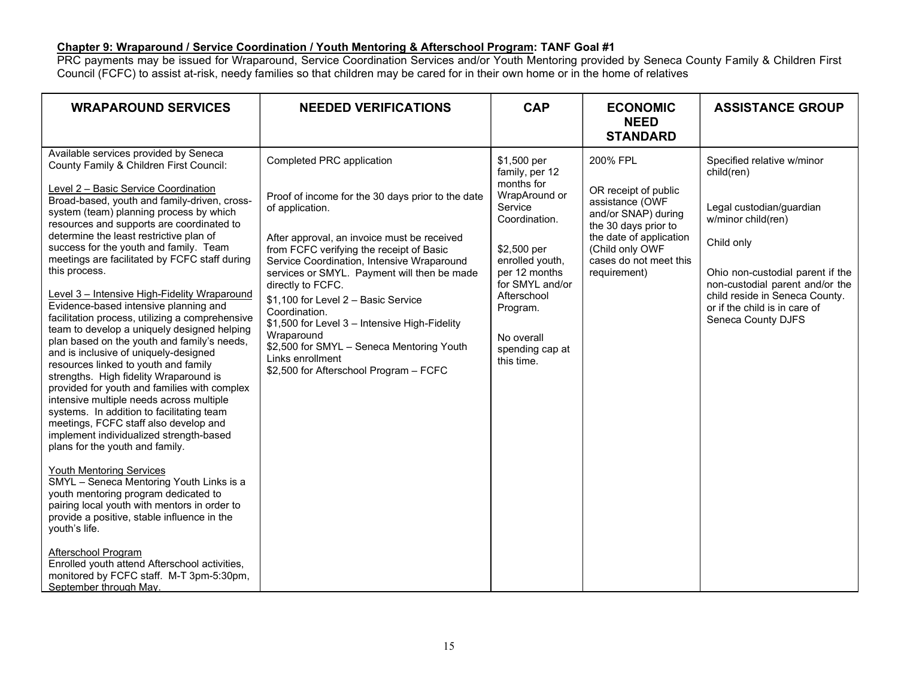**Chapter 9: Wraparound / Service Coordination / Youth Mentoring & Afterschool Program: TANF Goal #1**

PRC payments may be issued for Wraparound, Service Coordination Services and/or Youth Mentoring provided by Seneca County Family & Children First Council (FCFC) to assist at-risk, needy families so that children may be cared for in their own home or in the home of relatives

| WRAPAROUND SERVICES | NEEDED VERIFICATIONS | CAP | ECONOMIC NEED STANDARD | ASSISTANCE GROUP |
|---|---|---|---|---|
| Available services provided by Seneca County Family & Children First Council:<br><br>Level 2 – Basic Service Coordination<br>Broad-based, youth and family-driven, cross-system (team) planning process by which resources and supports are coordinated to determine the least restrictive plan of success for the youth and family. Team meetings are facilitated by FCFC staff during this process.<br><br>Level 3 – Intensive High-Fidelity Wraparound<br>Evidence-based intensive planning and facilitation process, utilizing a comprehensive team to develop a uniquely designed helping plan based on the youth and family's needs, and is inclusive of uniquely-designed resources linked to youth and family strengths. High fidelity Wraparound is provided for youth and families with complex intensive multiple needs across multiple systems. In addition to facilitating team meetings, FCFC staff also develop and implement individualized strength-based plans for the youth and family.<br><br>Youth Mentoring Services<br>SMYL – Seneca Mentoring Youth Links is a youth mentoring program dedicated to pairing local youth with mentors in order to provide a positive, stable influence in the youth's life.<br><br>Afterschool Program<br>Enrolled youth attend Afterschool activities, monitored by FCFC staff. M-T 3pm-5:30pm, September through May. | Completed PRC application<br><br>Proof of income for the 30 days prior to the date of application.<br><br>After approval, an invoice must be received from FCFC verifying the receipt of Basic Service Coordination, Intensive Wraparound services or SMYL. Payment will then be made directly to FCFC.<br>$1,100 for Level 2 – Basic Service Coordination.<br>$1,500 for Level 3 – Intensive High-Fidelity Wraparound<br>$2,500 for SMYL – Seneca Mentoring Youth Links enrollment<br>$2,500 for Afterschool Program – FCFC | $1,500 per family, per 12 months for WrapAround or Service Coordination.<br><br>$2,500 per enrolled youth, per 12 months for SMYL and/or Afterschool Program.<br><br>No overall spending cap at this time. | 200% FPL<br><br>OR receipt of public assistance (OWF and/or SNAP) during the 30 days prior to the date of application (Child only OWF cases do not meet this requirement) | Specified relative w/minor child(ren)<br><br>Legal custodian/guardian w/minor child(ren)<br><br>Child only<br><br>Ohio non-custodial parent if the non-custodial parent and/or the child reside in Seneca County. or if the child is in care of Seneca County DJFS |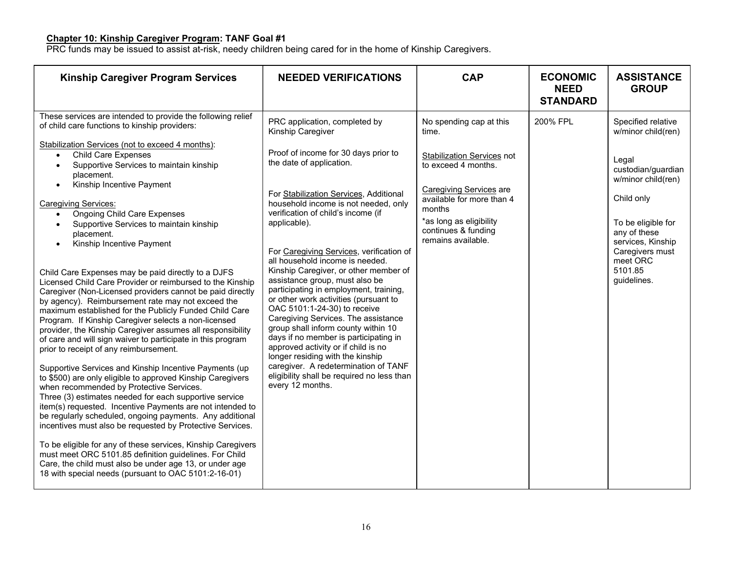**Chapter 10: Kinship Caregiver Program: TANF Goal #1**

PRC funds may be issued to assist at-risk, needy children being cared for in the home of Kinship Caregivers.

| Kinship Caregiver Program Services | NEEDED VERIFICATIONS | CAP | ECONOMIC NEED STANDARD | ASSISTANCE GROUP |
|---|---|---|---|---|
| These services are intended to provide the following relief of child care functions to kinship providers:<br><br>Stabilization Services (not to exceed 4 months):<br>• Child Care Expenses<br>• Supportive Services to maintain kinship placement.<br>• Kinship Incentive Payment<br><br>Caregiving Services:<br>• Ongoing Child Care Expenses<br>• Supportive Services to maintain kinship placement.<br>• Kinship Incentive Payment<br><br>Child Care Expenses may be paid directly to a DJFS Licensed Child Care Provider or reimbursed to the Kinship Caregiver (Non-Licensed providers cannot be paid directly by agency). Reimbursement rate may not exceed the maximum established for the Publicly Funded Child Care Program. If Kinship Caregiver selects a non-licensed provider, the Kinship Caregiver assumes all responsibility of care and will sign waiver to participate in this program prior to receipt of any reimbursement.<br><br>Supportive Services and Kinship Incentive Payments (up to $500) are only eligible to approved Kinship Caregivers when recommended by Protective Services.<br>Three (3) estimates needed for each supportive service item(s) requested. Incentive Payments are not intended to be regularly scheduled, ongoing payments. Any additional incentives must also be requested by Protective Services.<br><br>To be eligible for any of these services, Kinship Caregivers must meet ORC 5101.85 definition guidelines. For Child Care, the child must also be under age 13, or under age 18 with special needs (pursuant to OAC 5101:2-16-01) | PRC application, completed by Kinship Caregiver<br><br>Proof of income for 30 days prior to the date of application.<br><br>For Stabilization Services, Additional household income is not needed, only verification of child's income (if applicable).<br><br>For Caregiving Services, verification of all household income is needed. Kinship Caregiver, or other member of assistance group, must also be participating in employment, training, or other work activities (pursuant to OAC 5101:1-24-30) to receive Caregiving Services. The assistance group shall inform county within 10 days if no member is participating in approved activity or if child is no longer residing with the kinship caregiver. A redetermination of TANF eligibility shall be required no less than every 12 months. | No spending cap at this time.<br><br>Stabilization Services not to exceed 4 months.<br><br>Caregiving Services are available for more than 4 months<br>*as long as eligibility continues & funding remains available. | 200% FPL | Specified relative w/minor child(ren)<br><br>Legal custodian/guardian w/minor child(ren)<br><br>Child only<br><br>To be eligible for any of these services, Kinship Caregivers must meet ORC 5101.85 guidelines. |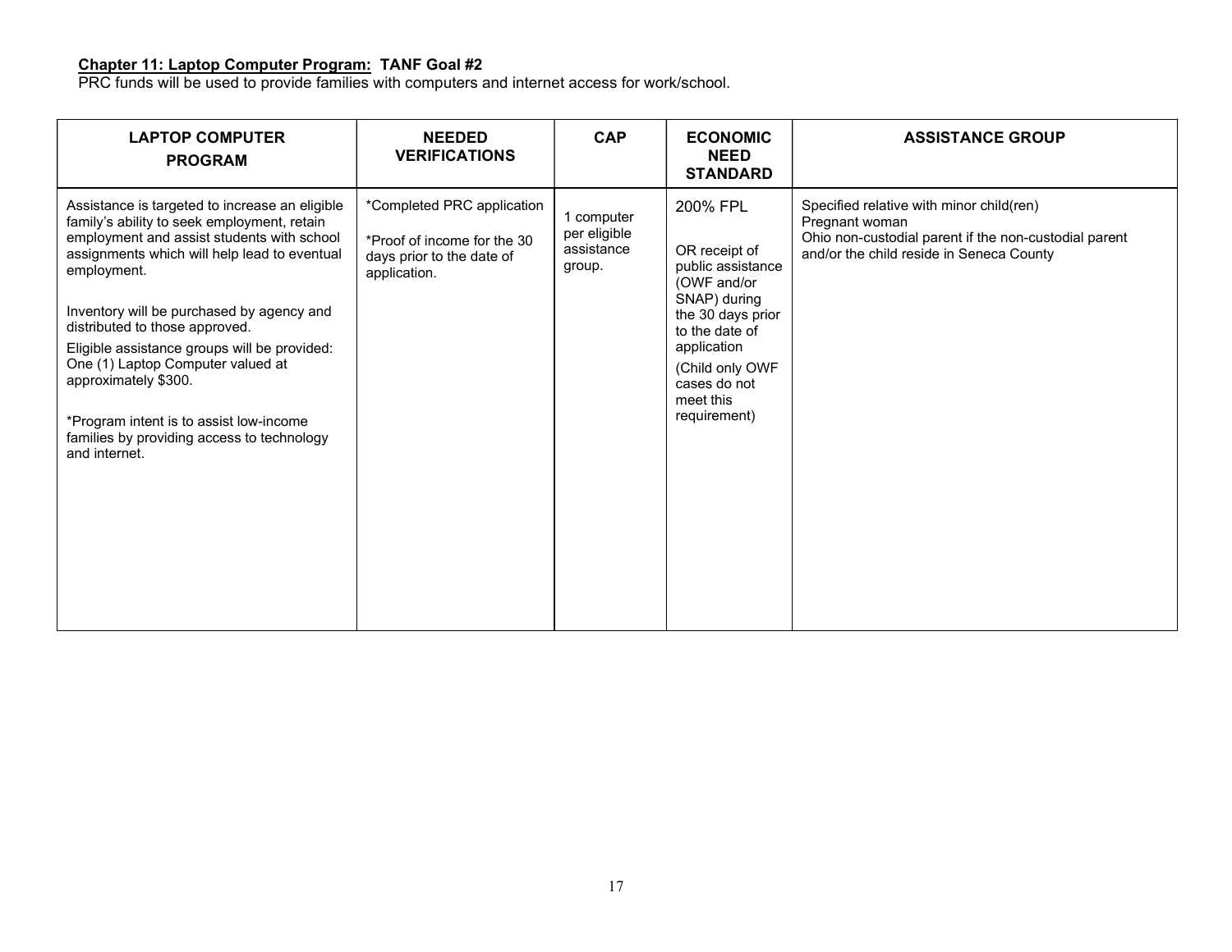**Chapter 11: Laptop Computer Program: TANF Goal #2**

PRC funds will be used to provide families with computers and internet access for work/school.

| LAPTOP COMPUTER PROGRAM | NEEDED VERIFICATIONS | CAP | ECONOMIC NEED STANDARD | ASSISTANCE GROUP |
|---|---|---|---|---|
| Assistance is targeted to increase an eligible family's ability to seek employment, retain employment and assist students with school assignments which will help lead to eventual employment.<br><br>Inventory will be purchased by agency and distributed to those approved.<br>Eligible assistance groups will be provided: One (1) Laptop Computer valued at approximately $300.<br><br>*Program intent is to assist low-income families by providing access to technology and internet. | *Completed PRC application<br><br>*Proof of income for the 30 days prior to the date of application. | 1 computer per eligible assistance group. | 200% FPL<br><br>OR receipt of public assistance (OWF and/or SNAP) during the 30 days prior to the date of application<br>(Child only OWF cases do not meet this requirement) | Specified relative with minor child(ren)<br>Pregnant woman<br>Ohio non-custodial parent if the non-custodial parent and/or the child reside in Seneca County |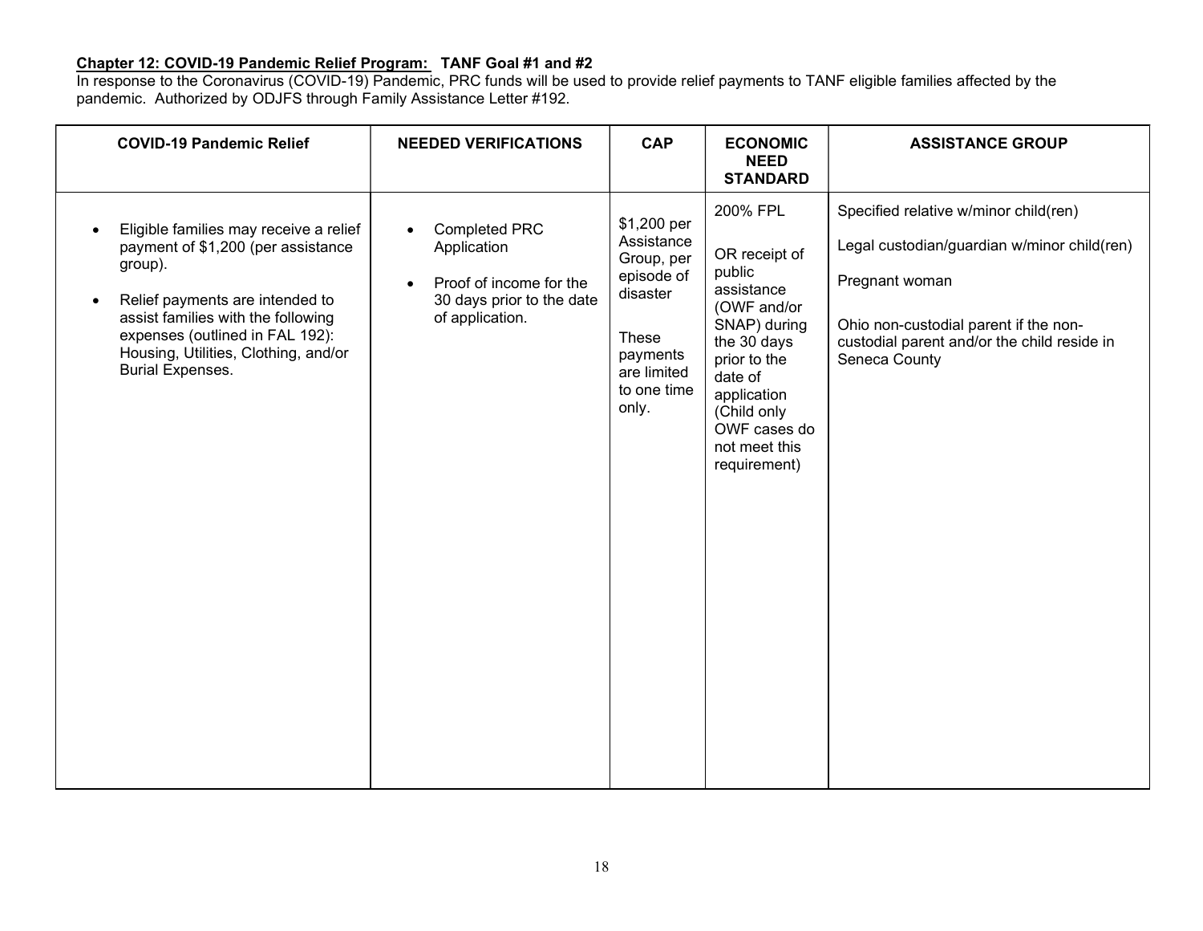**Chapter 12: COVID-19 Pandemic Relief Program:** **TANF Goal #1 and #2**

In response to the Coronavirus (COVID-19) Pandemic, PRC funds will be used to provide relief payments to TANF eligible families affected by the pandemic. Authorized by ODJFS through Family Assistance Letter #192.

| COVID-19 Pandemic Relief | NEEDED VERIFICATIONS | CAP | ECONOMIC NEED STANDARD | ASSISTANCE GROUP |
|---|---|---|---|---|
| • Eligible families may receive a relief payment of $1,200 (per assistance group).<br><br>• Relief payments are intended to assist families with the following expenses (outlined in FAL 192): Housing, Utilities, Clothing, and/or Burial Expenses. | • Completed PRC Application<br><br>• Proof of income for the 30 days prior to the date of application. | $1,200 per Assistance Group, per episode of disaster<br><br>These payments are limited to one time only. | 200% FPL<br><br>OR receipt of public assistance (OWF and/or SNAP) during the 30 days prior to the date of application (Child only OWF cases do not meet this requirement) | Specified relative w/minor child(ren)<br><br>Legal custodian/guardian w/minor child(ren)<br><br>Pregnant woman<br><br>Ohio non-custodial parent if the non-custodial parent and/or the child reside in Seneca County |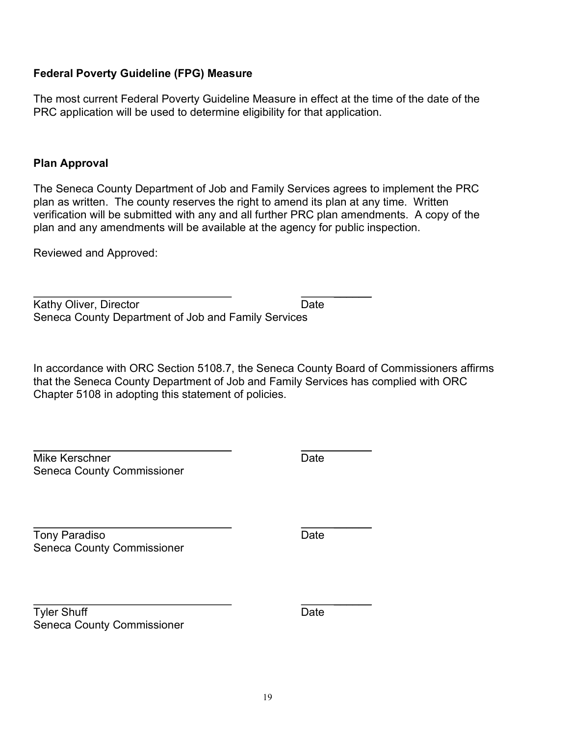**Federal Poverty Guideline (FPG) Measure**

The most current Federal Poverty Guideline Measure in effect at the time of the date of the PRC application will be used to determine eligibility for that application.

**Plan Approval**

The Seneca County Department of Job and Family Services agrees to implement the PRC plan as written. The county reserves the right to amend its plan at any time. Written verification will be submitted with any and all further PRC plan amendments. A copy of the plan and any amendments will be available at the agency for public inspection.

Reviewed and Approved:

\_\_\_\_\_\_\_\_\_\_\_\_\_\_\_\_\_\_\_\_\_\_\_\_\_\_\_\_\_\_\_\_ \_\_\_\_\_\_\_\_\_\_\_
Kathy Oliver, Director Date
Seneca County Department of Job and Family Services

In accordance with ORC Section 5108.7, the Seneca County Board of Commissioners affirms that the Seneca County Department of Job and Family Services has complied with ORC Chapter 5108 in adopting this statement of policies.

\_\_\_\_\_\_\_\_\_\_\_\_\_\_\_\_\_\_\_\_\_\_\_\_\_\_\_\_\_\_\_\_ \_\_\_\_\_\_\_\_\_\_\_
Mike Kerschner Date
Seneca County Commissioner

\_\_\_\_\_\_\_\_\_\_\_\_\_\_\_\_\_\_\_\_\_\_\_\_\_\_\_\_\_\_\_\_ \_\_\_\_\_\_\_\_\_\_\_
Tony Paradiso Date
Seneca County Commissioner

\_\_\_\_\_\_\_\_\_\_\_\_\_\_\_\_\_\_\_\_\_\_\_\_\_\_\_\_\_\_\_\_ \_\_\_\_\_\_\_\_\_\_\_
Tyler Shuff Date
Seneca County Commissioner